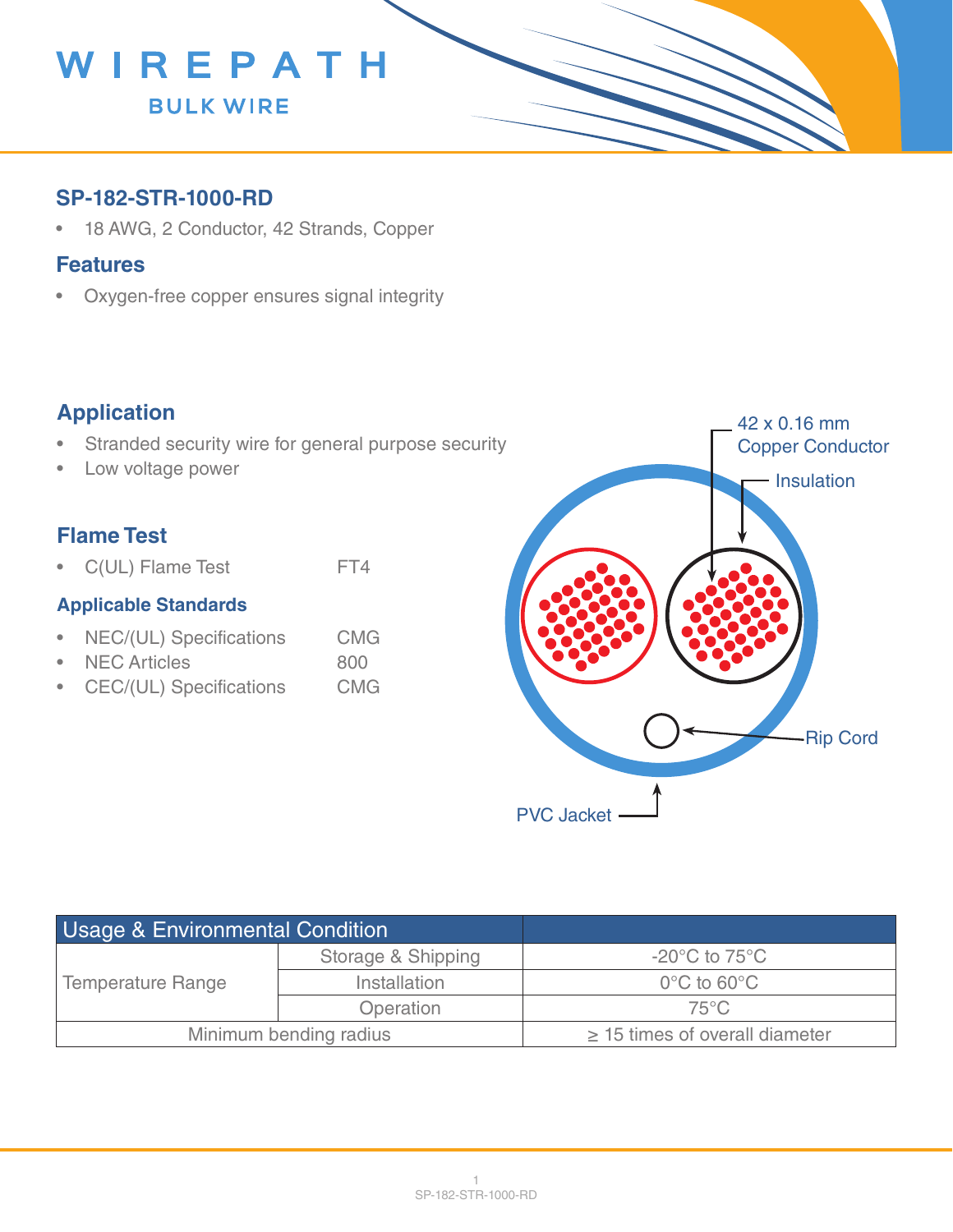WIREPATH

BULK WIRE

## SP-182-STR-1000-RD

- 18 AWG, 2 Conductor, 42 Strands, Copper

## Features

- Oxygen-free copper ensures signal integrity

## Application

- Stranded security wire for general purpose security
- Low voltage power

## Flame Test

- C(UL) Flame Test FT4

### Applicable Standards

- NEC/(UL) Specifications CMG
- NEC Articles 800
- CEC/(UL) Specifications CMG

42 x 0.16 mm Copper Conductor

Insulation

Rip Cord

PVC Jacket

| Usage & Environmental Condition | | |
|---|---|---|
| Temperature Range | Storage & Shipping | -20°C to 75°C |
| | Installation | 0°C to 60°C |
| | Operation | 75°C |
| Minimum bending radius | | ≥ 15 times of overall diameter |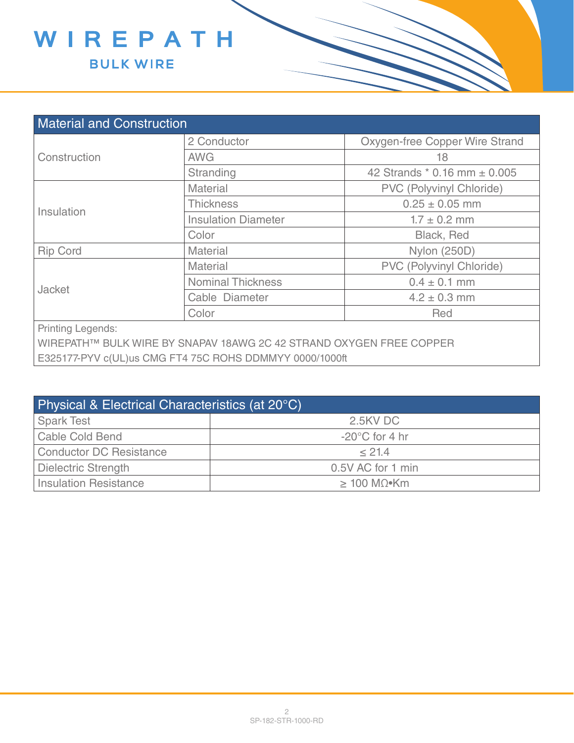# WIREPATH

BULK WIRE

| Material and Construction | | |
|---|---|---|
| Construction | 2 Conductor | Oxygen-free Copper Wire Strand |
| | AWG | 18 |
| | Stranding | 42 Strands * 0.16 mm ± 0.005 |
| Insulation | Material | PVC (Polyvinyl Chloride) |
| | Thickness | 0.25 ± 0.05 mm |
| | Insulation Diameter | 1.7 ± 0.2 mm |
| | Color | Black, Red |
| Rip Cord | Material | Nylon (250D) |
| Jacket | Material | PVC (Polyvinyl Chloride) |
| | Nominal Thickness | 0.4 ± 0.1 mm |
| | Cable Diameter | 4.2 ± 0.3 mm |
| | Color | Red |

Printing Legends:
WIREPATH™ BULK WIRE BY SNAPAV 18AWG 2C 42 STRAND OXYGEN FREE COPPER
E325177-PYV c(UL)us CMG FT4 75C ROHS DDMMYY 0000/1000ft

| Physical & Electrical Characteristics (at 20°C) | |
|---|---|
| Spark Test | 2.5KV DC |
| Cable Cold Bend | -20°C for 4 hr |
| Conductor DC Resistance | ≤ 21.4 |
| Dielectric Strength | 0.5V AC for 1 min |
| Insulation Resistance | ≥ 100 MΩ•Km |

SP-182-STR-1000-RD